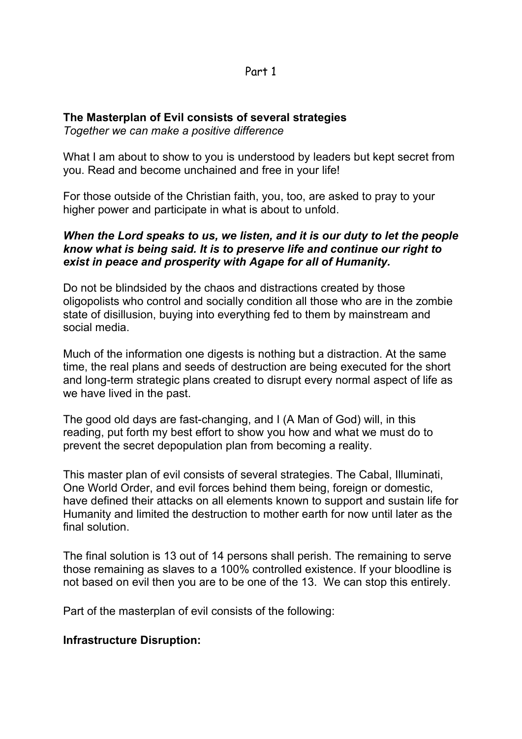Part 1

**The Masterplan of Evil consists of several strategies**
*Together we can make a positive difference*

What I am about to show to you is understood by leaders but kept secret from you. Read and become unchained and free in your life!

For those outside of the Christian faith, you, too, are asked to pray to your higher power and participate in what is about to unfold.

***When the Lord speaks to us, we listen, and it is our duty to let the people know what is being said. It is to preserve life and continue our right to exist in peace and prosperity with Agape for all of Humanity.***

Do not be blindsided by the chaos and distractions created by those oligopolists who control and socially condition all those who are in the zombie state of disillusion, buying into everything fed to them by mainstream and social media.

Much of the information one digests is nothing but a distraction. At the same time, the real plans and seeds of destruction are being executed for the short and long-term strategic plans created to disrupt every normal aspect of life as we have lived in the past.

The good old days are fast-changing, and I (A Man of God) will, in this reading, put forth my best effort to show you how and what we must do to prevent the secret depopulation plan from becoming a reality.

This master plan of evil consists of several strategies. The Cabal, Illuminati, One World Order, and evil forces behind them being, foreign or domestic, have defined their attacks on all elements known to support and sustain life for Humanity and limited the destruction to mother earth for now until later as the final solution.

The final solution is 13 out of 14 persons shall perish. The remaining to serve those remaining as slaves to a 100% controlled existence. If your bloodline is not based on evil then you are to be one of the 13. We can stop this entirely.

Part of the masterplan of evil consists of the following:

**Infrastructure Disruption:**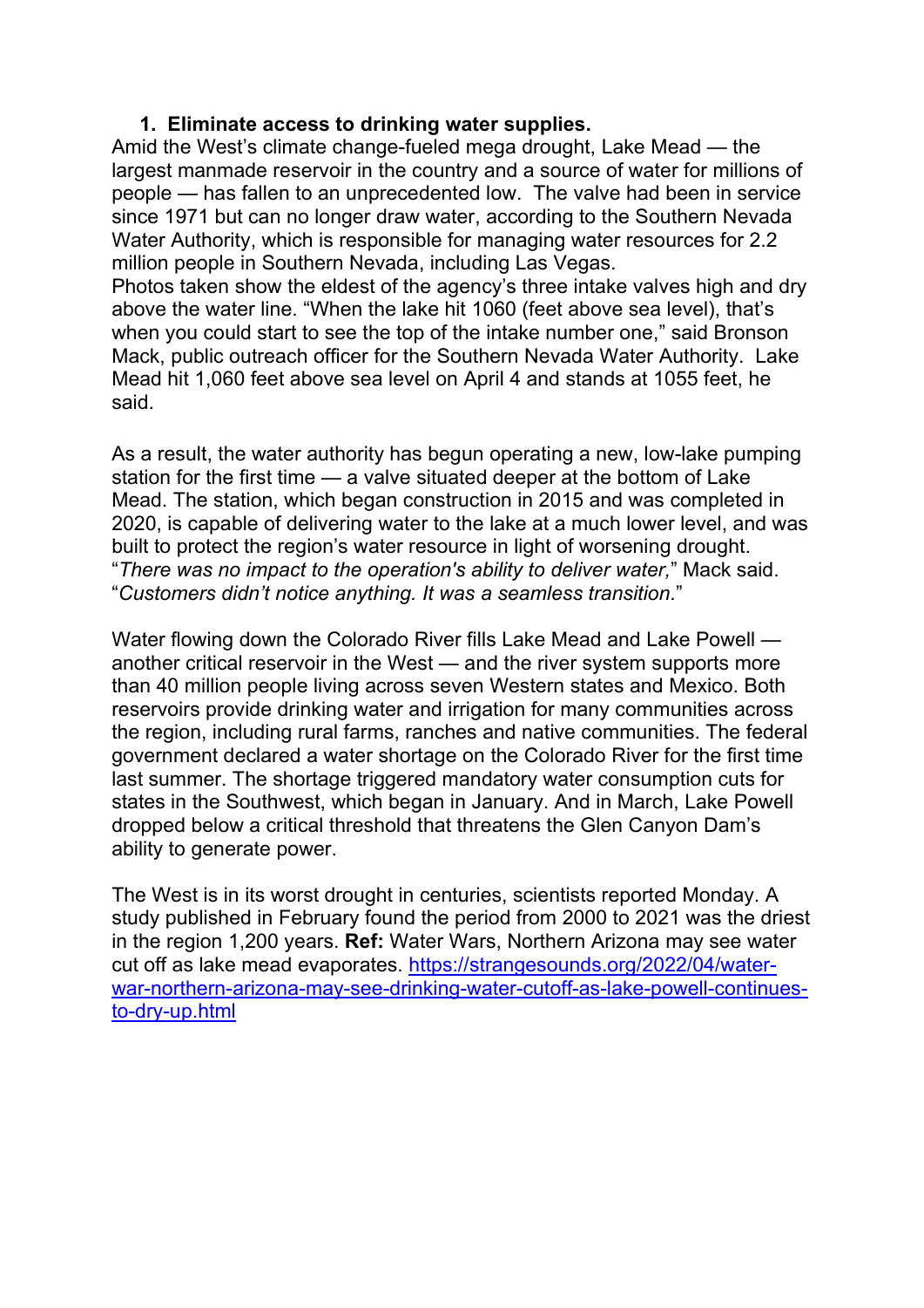1. **Eliminate access to drinking water supplies.**

Amid the West's climate change-fueled mega drought, Lake Mead — the largest manmade reservoir in the country and a source of water for millions of people — has fallen to an unprecedented low. The valve had been in service since 1971 but can no longer draw water, according to the Southern Nevada Water Authority, which is responsible for managing water resources for 2.2 million people in Southern Nevada, including Las Vegas.
Photos taken show the eldest of the agency's three intake valves high and dry above the water line. "When the lake hit 1060 (feet above sea level), that's when you could start to see the top of the intake number one," said Bronson Mack, public outreach officer for the Southern Nevada Water Authority. Lake Mead hit 1,060 feet above sea level on April 4 and stands at 1055 feet, he said.

As a result, the water authority has begun operating a new, low-lake pumping station for the first time — a valve situated deeper at the bottom of Lake Mead. The station, which began construction in 2015 and was completed in 2020, is capable of delivering water to the lake at a much lower level, and was built to protect the region's water resource in light of worsening drought. "*There was no impact to the operation's ability to deliver water,*" Mack said. "*Customers didn't notice anything. It was a seamless transition.*"

Water flowing down the Colorado River fills Lake Mead and Lake Powell — another critical reservoir in the West — and the river system supports more than 40 million people living across seven Western states and Mexico. Both reservoirs provide drinking water and irrigation for many communities across the region, including rural farms, ranches and native communities. The federal government declared a water shortage on the Colorado River for the first time last summer. The shortage triggered mandatory water consumption cuts for states in the Southwest, which began in January. And in March, Lake Powell dropped below a critical threshold that threatens the Glen Canyon Dam's ability to generate power.

The West is in its worst drought in centuries, scientists reported Monday. A study published in February found the period from 2000 to 2021 was the driest in the region 1,200 years. **Ref:** Water Wars, Northern Arizona may see water cut off as lake mead evaporates. https://strangesounds.org/2022/04/water-war-northern-arizona-may-see-drinking-water-cutoff-as-lake-powell-continues-to-dry-up.html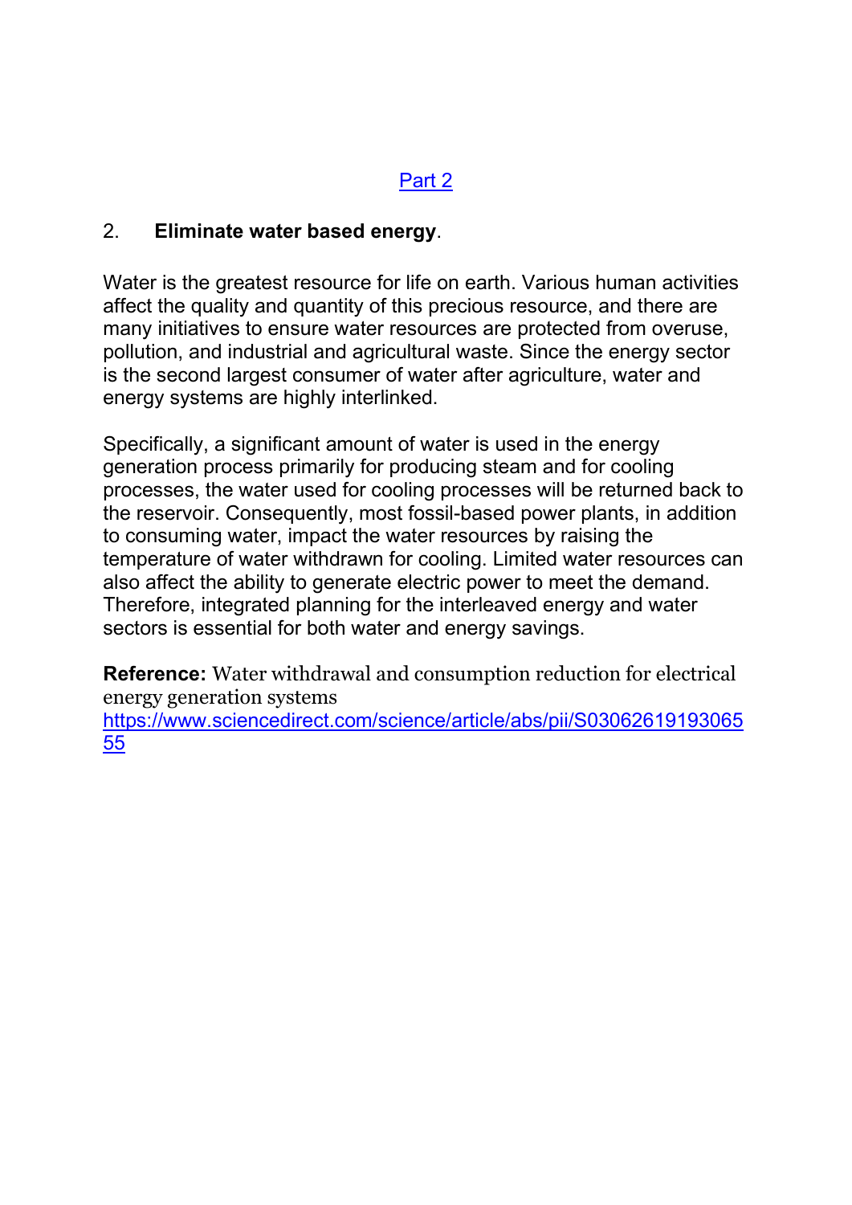[Part 2]

2. **Eliminate water based energy**.

Water is the greatest resource for life on earth. Various human activities affect the quality and quantity of this precious resource, and there are many initiatives to ensure water resources are protected from overuse, pollution, and industrial and agricultural waste. Since the energy sector is the second largest consumer of water after agriculture, water and energy systems are highly interlinked.

Specifically, a significant amount of water is used in the energy generation process primarily for producing steam and for cooling processes, the water used for cooling processes will be returned back to the reservoir. Consequently, most fossil-based power plants, in addition to consuming water, impact the water resources by raising the temperature of water withdrawn for cooling. Limited water resources can also affect the ability to generate electric power to meet the demand. Therefore, integrated planning for the interleaved energy and water sectors is essential for both water and energy savings.

**Reference:** Water withdrawal and consumption reduction for electrical energy generation systems
https://www.sciencedirect.com/science/article/abs/pii/S0306261919306555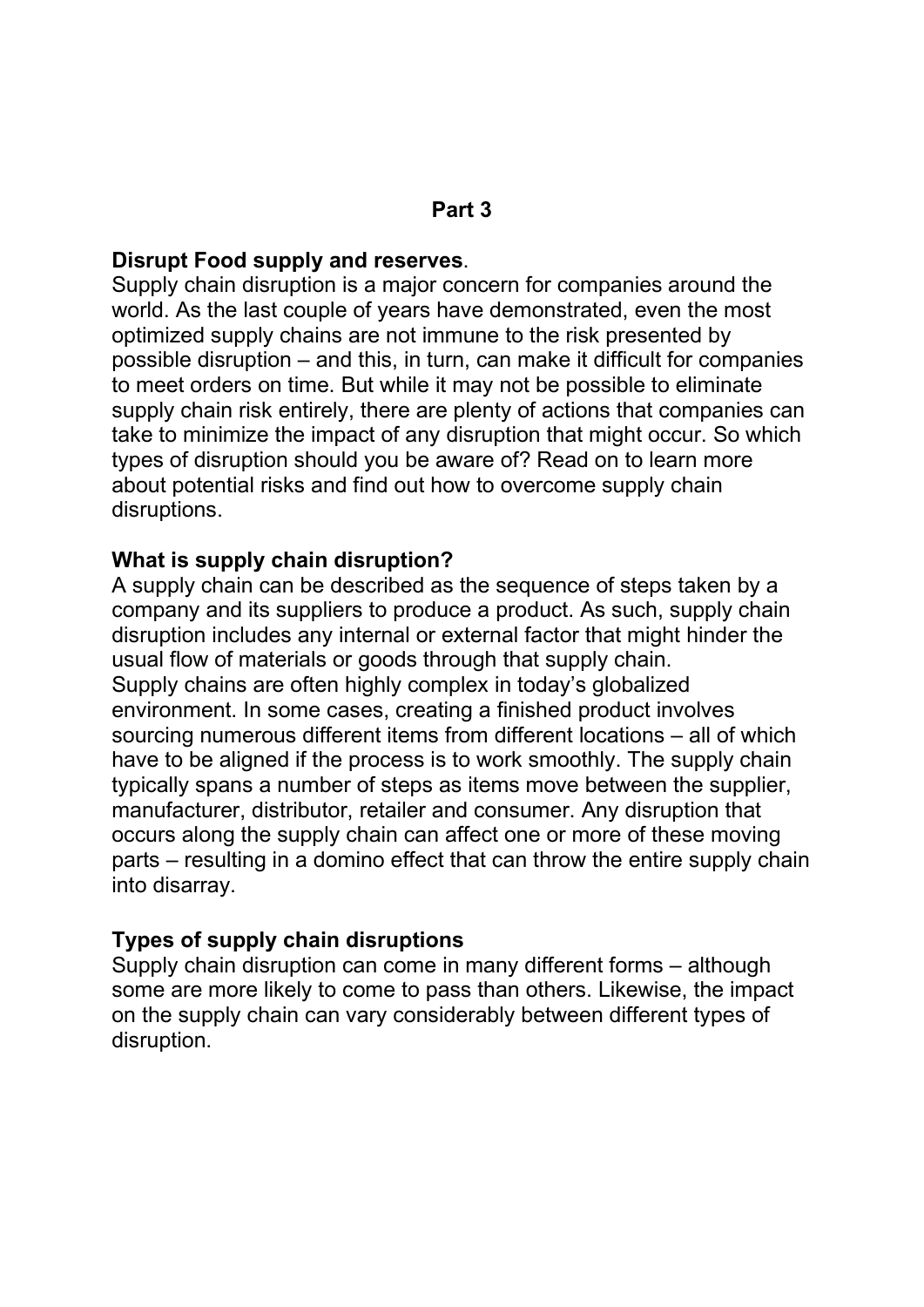**Part 3**

**Disrupt Food supply and reserves**.

Supply chain disruption is a major concern for companies around the world. As the last couple of years have demonstrated, even the most optimized supply chains are not immune to the risk presented by possible disruption – and this, in turn, can make it difficult for companies to meet orders on time. But while it may not be possible to eliminate supply chain risk entirely, there are plenty of actions that companies can take to minimize the impact of any disruption that might occur. So which types of disruption should you be aware of? Read on to learn more about potential risks and find out how to overcome supply chain disruptions.

**What is supply chain disruption?**

A supply chain can be described as the sequence of steps taken by a company and its suppliers to produce a product. As such, supply chain disruption includes any internal or external factor that might hinder the usual flow of materials or goods through that supply chain.

Supply chains are often highly complex in today's globalized environment. In some cases, creating a finished product involves sourcing numerous different items from different locations – all of which have to be aligned if the process is to work smoothly. The supply chain typically spans a number of steps as items move between the supplier, manufacturer, distributor, retailer and consumer. Any disruption that occurs along the supply chain can affect one or more of these moving parts – resulting in a domino effect that can throw the entire supply chain into disarray.

**Types of supply chain disruptions**

Supply chain disruption can come in many different forms – although some are more likely to come to pass than others. Likewise, the impact on the supply chain can vary considerably between different types of disruption.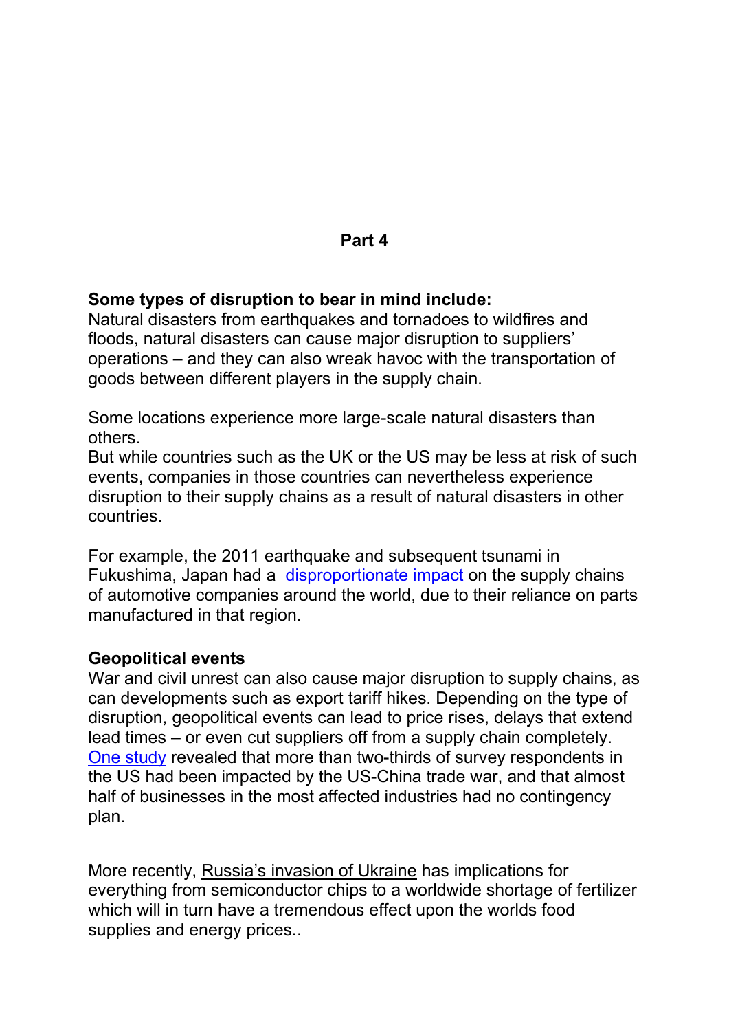## Part 4

**Some types of disruption to bear in mind include:**
Natural disasters from earthquakes and tornadoes to wildfires and floods, natural disasters can cause major disruption to suppliers' operations – and they can also wreak havoc with the transportation of goods between different players in the supply chain.

Some locations experience more large-scale natural disasters than others.
But while countries such as the UK or the US may be less at risk of such events, companies in those countries can nevertheless experience disruption to their supply chains as a result of natural disasters in other countries.

For example, the 2011 earthquake and subsequent tsunami in Fukushima, Japan had a disproportionate impact on the supply chains of automotive companies around the world, due to their reliance on parts manufactured in that region.

**Geopolitical events**
War and civil unrest can also cause major disruption to supply chains, as can developments such as export tariff hikes. Depending on the type of disruption, geopolitical events can lead to price rises, delays that extend lead times – or even cut suppliers off from a supply chain completely. One study revealed that more than two-thirds of survey respondents in the US had been impacted by the US-China trade war, and that almost half of businesses in the most affected industries had no contingency plan.

More recently, Russia's invasion of Ukraine has implications for everything from semiconductor chips to a worldwide shortage of fertilizer which will in turn have a tremendous effect upon the worlds food supplies and energy prices..